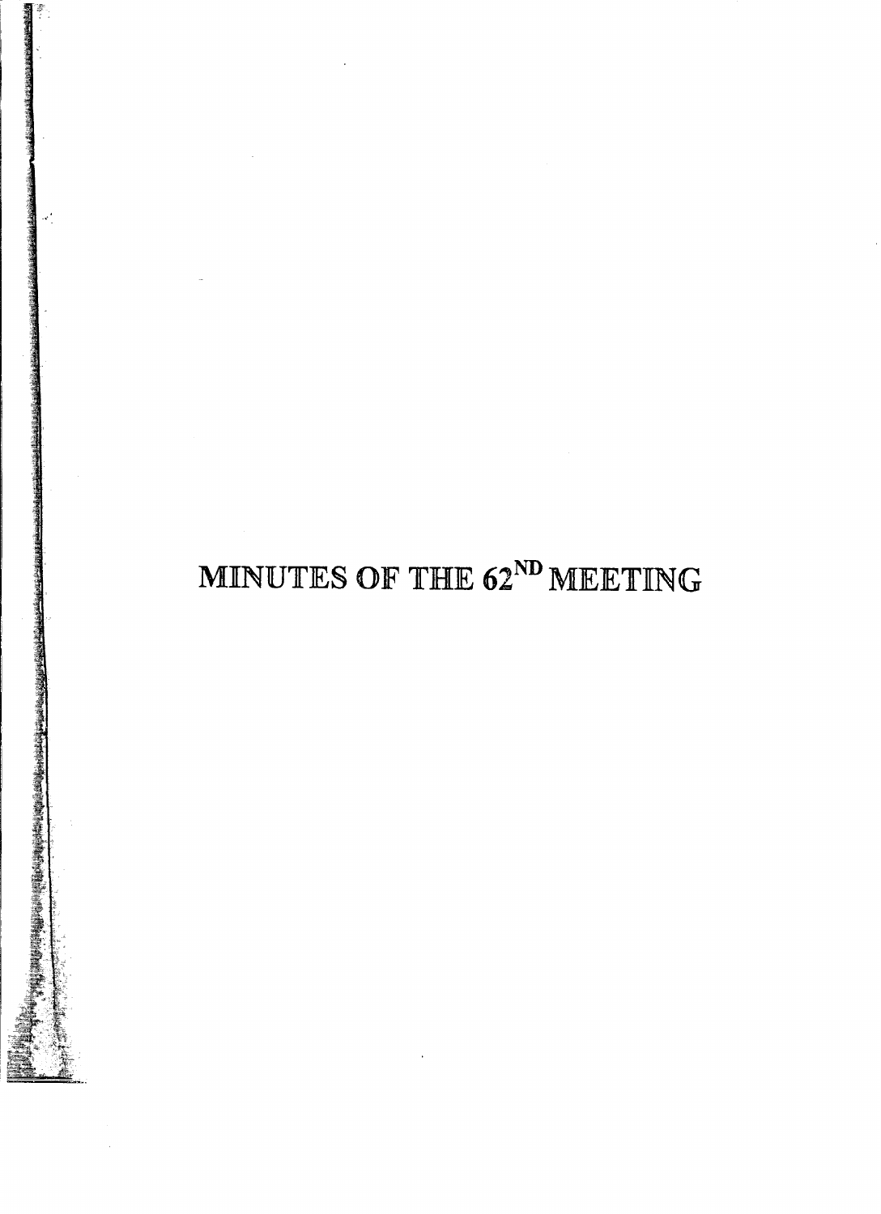# MINUTES OF THE 62[ND] MEETING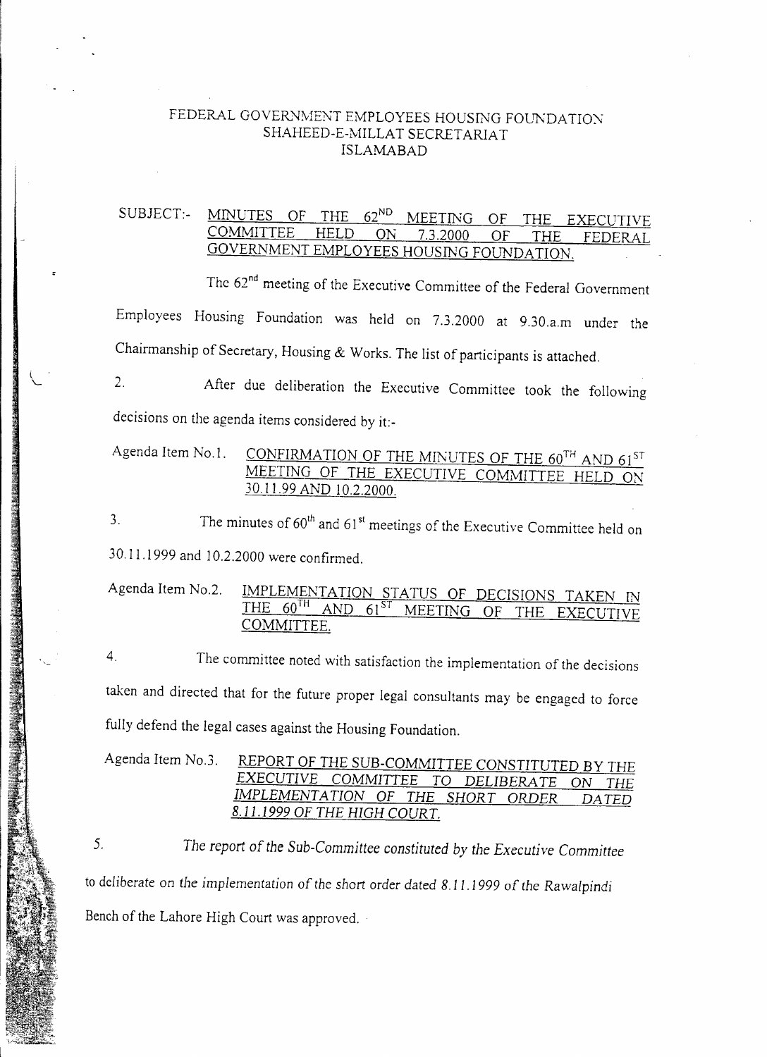FEDERAL GOVERNMENT EMPLOYEES HOUSING FOUNDATION
SHAHEED-E-MILLAT SECRETARIAT
ISLAMABAD

SUBJECT:- <u>MINUTES OF THE 62ND MEETING OF THE EXECUTIVE COMMITTEE HELD ON 7.3.2000 OF THE FEDERAL GOVERNMENT EMPLOYEES HOUSING FOUNDATION.</u>

The 62nd meeting of the Executive Committee of the Federal Government Employees Housing Foundation was held on 7.3.2000 at 9.30.a.m under the Chairmanship of Secretary, Housing & Works. The list of participants is attached.

2. After due deliberation the Executive Committee took the following decisions on the agenda items considered by it:-

Agenda Item No.1. <u>CONFIRMATION OF THE MINUTES OF THE 60TH AND 61ST MEETING OF THE EXECUTIVE COMMITTEE HELD ON 30.11.99 AND 10.2.2000.</u>

3. The minutes of 60th and 61st meetings of the Executive Committee held on 30.11.1999 and 10.2.2000 were confirmed.

Agenda Item No.2. <u>IMPLEMENTATION STATUS OF DECISIONS TAKEN IN THE 60TH AND 61ST MEETING OF THE EXECUTIVE COMMITTEE.</u>

4. The committee noted with satisfaction the implementation of the decisions taken and directed that for the future proper legal consultants may be engaged to force fully defend the legal cases against the Housing Foundation.

Agenda Item No.3. <u>*REPORT OF THE SUB-COMMITTEE CONSTITUTED BY THE EXECUTIVE COMMITTEE TO DELIBERATE ON THE IMPLEMENTATION OF THE SHORT ORDER DATED 8.11.1999 OF THE HIGH COURT.*</u>

5. *The report of the Sub-Committee constituted by the Executive Committee to deliberate on the implementation of the short order dated 8.11.1999 of the Rawalpindi Bench of the Lahore High Court was approved.*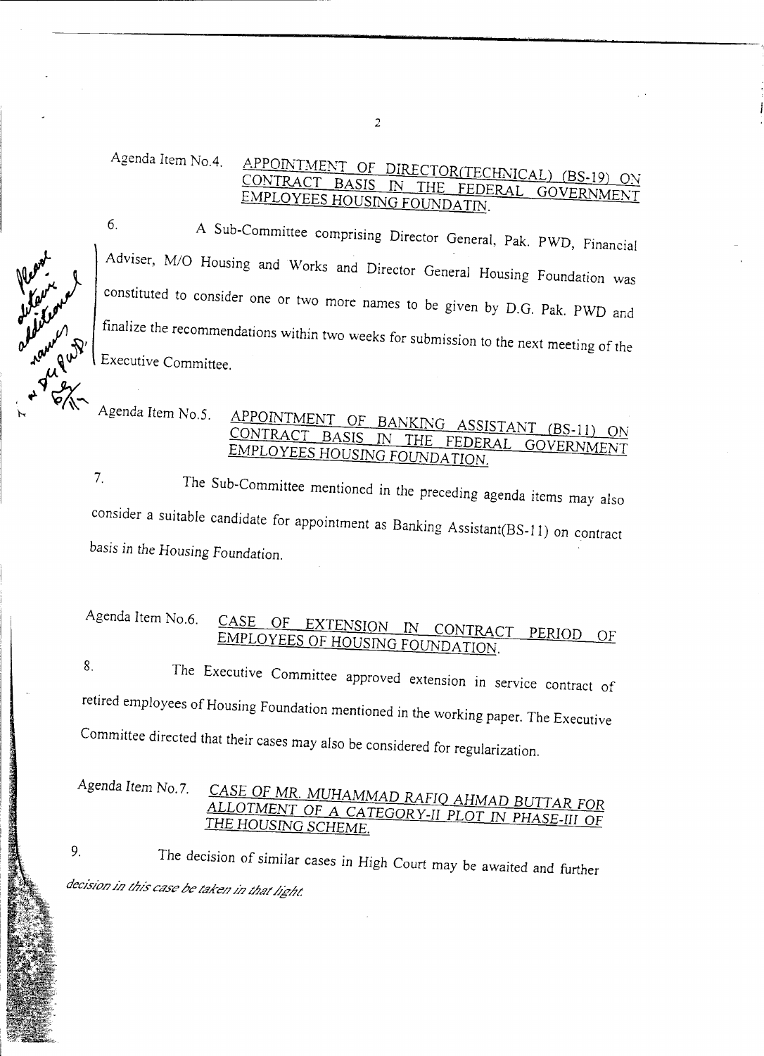Agenda Item No.4. **APPOINTMENT OF DIRECTOR(TECHNICAL) (BS-19) ON CONTRACT BASIS IN THE FEDERAL GOVERNMENT EMPLOYEES HOUSING FOUNDATIN.**

6. A Sub-Committee comprising Director General, Pak. PWD, Financial Adviser, M/O Housing and Works and Director General Housing Foundation was constituted to consider one or two more names to be given by D.G. Pak. PWD and finalize the recommendations within two weeks for submission to the next meeting of the Executive Committee.

Agenda Item No.5. **APPOINTMENT OF BANKING ASSISTANT (BS-11) ON CONTRACT BASIS IN THE FEDERAL GOVERNMENT EMPLOYEES HOUSING FOUNDATION.**

7. The Sub-Committee mentioned in the preceding agenda items may also consider a suitable candidate for appointment as Banking Assistant(BS-11) on contract basis in the Housing Foundation.

Agenda Item No.6. **CASE OF EXTENSION IN CONTRACT PERIOD OF EMPLOYEES OF HOUSING FOUNDATION.**

8. The Executive Committee approved extension in service contract of retired employees of Housing Foundation mentioned in the working paper. The Executive Committee directed that their cases may also be considered for regularization.

Agenda Item No.7. **CASE OF MR. MUHAMMAD RAFIQ AHMAD BUTTAR FOR ALLOTMENT OF A CATEGORY-II PLOT IN PHASE-III OF THE HOUSING SCHEME.**

9. The decision of similar cases in High Court may be awaited and further *decision in this case be taken in that light.*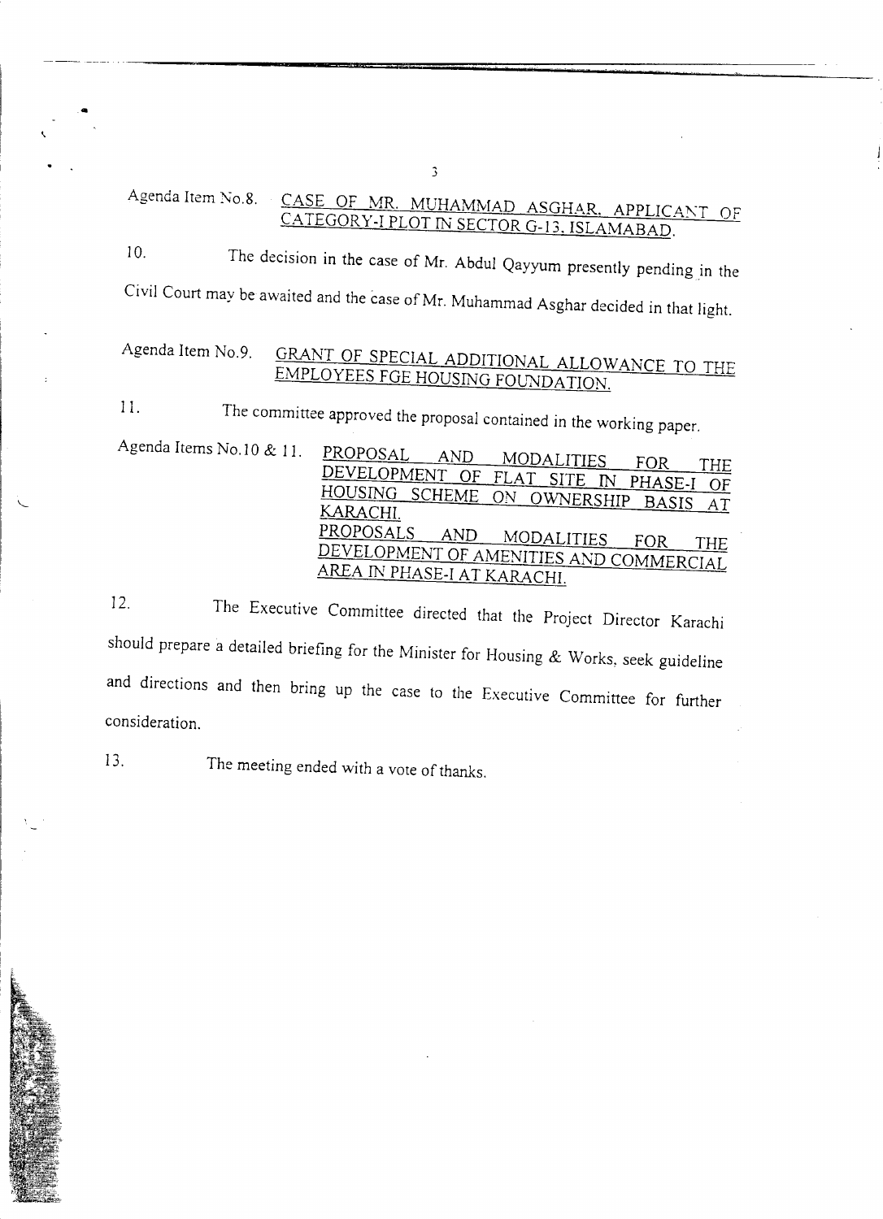Agenda Item No.8. **CASE OF MR. MUHAMMAD ASGHAR, APPLICANT OF CATEGORY-I PLOT IN SECTOR G-13, ISLAMABAD.**

10. The decision in the case of Mr. Abdul Qayyum presently pending in the Civil Court may be awaited and the case of Mr. Muhammad Asghar decided in that light.

Agenda Item No.9. **GRANT OF SPECIAL ADDITIONAL ALLOWANCE TO THE EMPLOYEES FGE HOUSING FOUNDATION.**

11. The committee approved the proposal contained in the working paper.

Agenda Items No.10 & 11. **PROPOSAL AND MODALITIES FOR THE DEVELOPMENT OF FLAT SITE IN PHASE-I OF HOUSING SCHEME ON OWNERSHIP BASIS AT KARACHI.**
**PROPOSALS AND MODALITIES FOR THE DEVELOPMENT OF AMENITIES AND COMMERCIAL AREA IN PHASE-I AT KARACHI.**

12. The Executive Committee directed that the Project Director Karachi should prepare a detailed briefing for the Minister for Housing & Works, seek guideline and directions and then bring up the case to the Executive Committee for further consideration.

13. The meeting ended with a vote of thanks.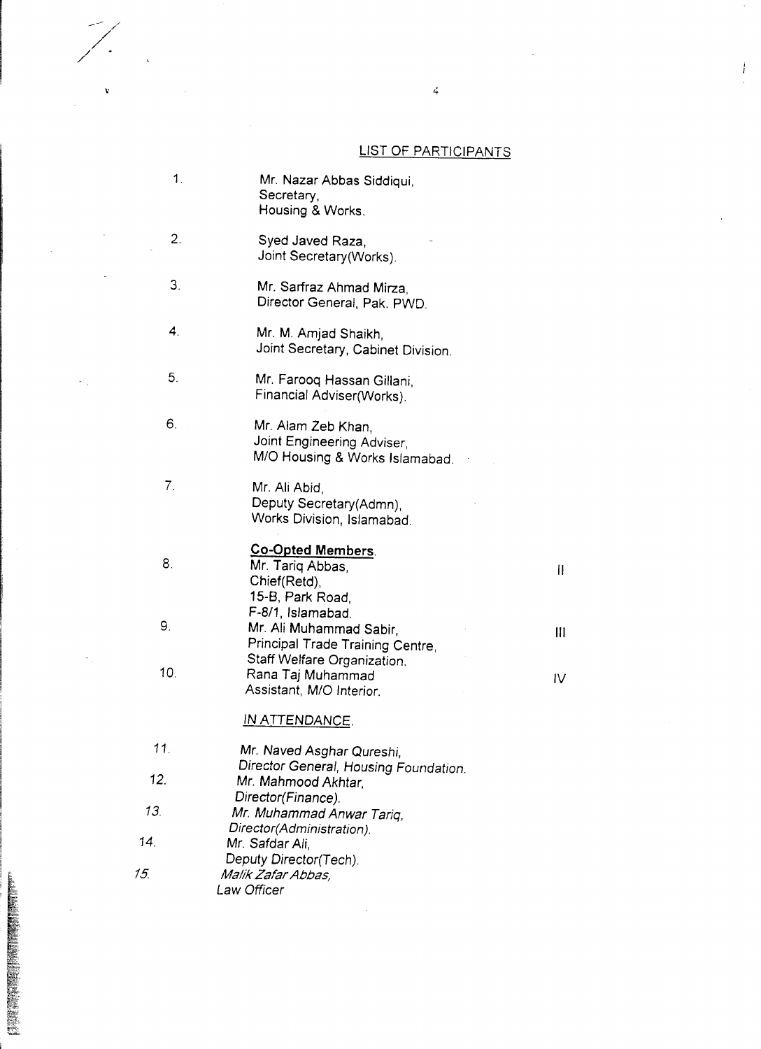## LIST OF PARTICIPANTS

1. Mr. Nazar Abbas Siddiqui,
   Secretary,
   Housing & Works.

2. Syed Javed Raza,
   Joint Secretary(Works).

3. Mr. Sarfraz Ahmad Mirza,
   Director General, Pak. PWD.

4. Mr. M. Amjad Shaikh,
   Joint Secretary, Cabinet Division.

5. Mr. Farooq Hassan Gillani,
   Financial Adviser(Works).

6. Mr. Alam Zeb Khan,
   Joint Engineering Adviser,
   M/O Housing & Works Islamabad.

7. Mr. Ali Abid,
   Deputy Secretary(Admn),
   Works Division, Islamabad.

**Co-Opted Members.**

8. Mr. Tariq Abbas, II
   Chief(Retd),
   15-B, Park Road,
   F-8/1, Islamabad.

9. Mr. Ali Muhammad Sabir, III
   Principal Trade Training Centre,
   Staff Welfare Organization.

10. Rana Taj Muhammad IV
    Assistant, M/O Interior.

IN ATTENDANCE.

11. *Mr. Naved Asghar Qureshi,*
    *Director General, Housing Foundation.*

12. *Mr. Mahmood Akhtar,*
    *Director(Finance).*

13. *Mr. Muhammad Anwar Tariq,*
    *Director(Administration).*

14. *Mr. Safdar Ali,*
    *Deputy Director(Tech).*

15. *Malik Zafar Abbas,*
    *Law Officer*